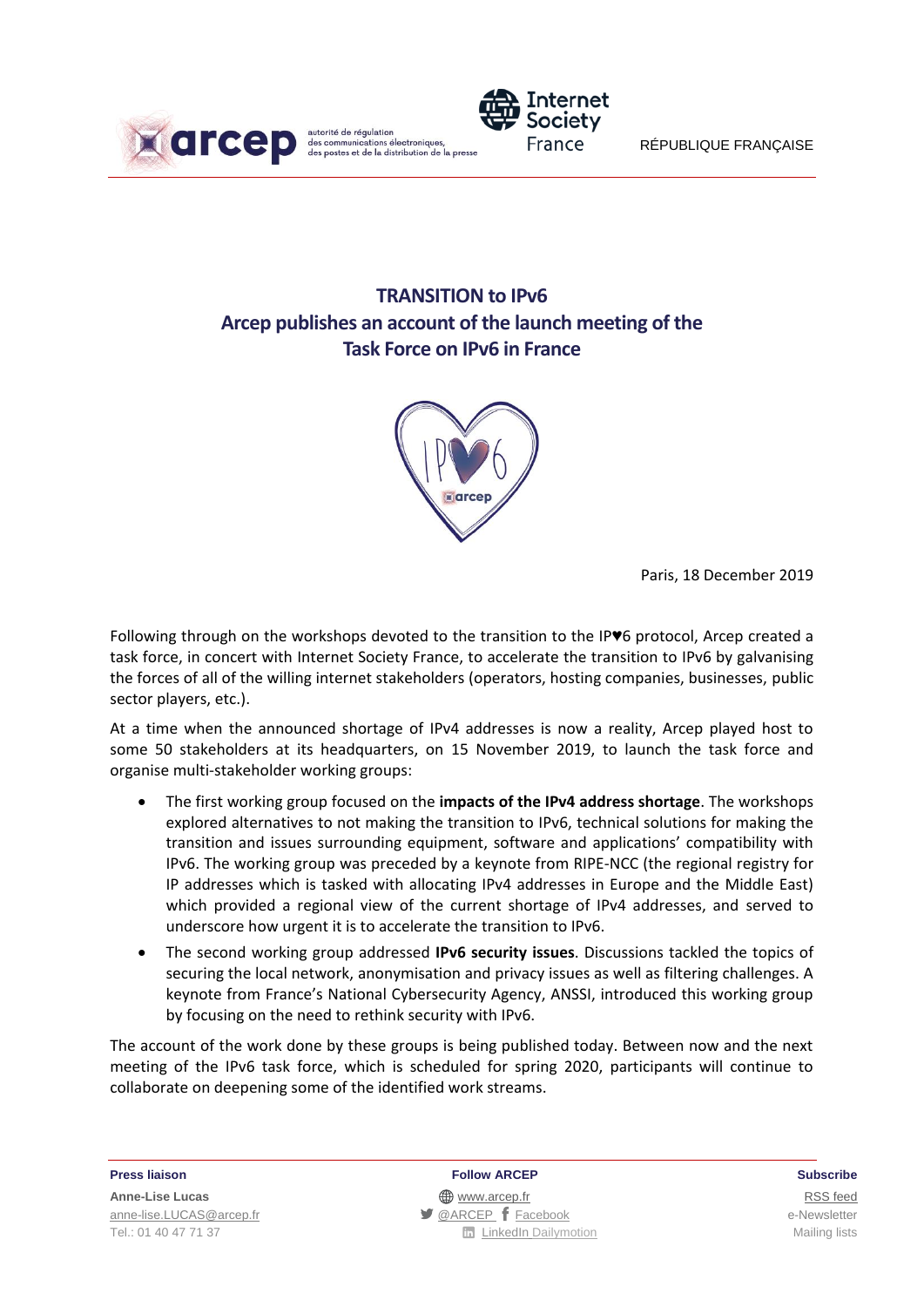arcep — autorité de régulation des communications électroniques, des postes et de la distribution de la presse

Internet Society France

RÉPUBLIQUE FRANÇAISE

# TRANSITION to IPv6
## Arcep publishes an account of the launch meeting of the Task Force on IPv6 in France

Paris, 18 December 2019

Following through on the workshops devoted to the transition to the IP♥6 protocol, Arcep created a task force, in concert with Internet Society France, to accelerate the transition to IPv6 by galvanising the forces of all of the willing internet stakeholders (operators, hosting companies, businesses, public sector players, etc.).

At a time when the announced shortage of IPv4 addresses is now a reality, Arcep played host to some 50 stakeholders at its headquarters, on 15 November 2019, to launch the task force and organise multi-stakeholder working groups:

- The first working group focused on the **impacts of the IPv4 address shortage**. The workshops explored alternatives to not making the transition to IPv6, technical solutions for making the transition and issues surrounding equipment, software and applications' compatibility with IPv6. The working group was preceded by a keynote from RIPE-NCC (the regional registry for IP addresses which is tasked with allocating IPv4 addresses in Europe and the Middle East) which provided a regional view of the current shortage of IPv4 addresses, and served to underscore how urgent it is to accelerate the transition to IPv6.
- The second working group addressed **IPv6 security issues**. Discussions tackled the topics of securing the local network, anonymisation and privacy issues as well as filtering challenges. A keynote from France's National Cybersecurity Agency, ANSSI, introduced this working group by focusing on the need to rethink security with IPv6.

The account of the work done by these groups is being published today. Between now and the next meeting of the IPv6 task force, which is scheduled for spring 2020, participants will continue to collaborate on deepening some of the identified work streams.

**Press liaison**
**Anne-Lise Lucas**
anne-lise.LUCAS@arcep.fr
Tel.: 01 40 47 71 37

**Follow ARCEP**
www.arcep.fr
@ARCEP Facebook
LinkedIn Dailymotion

**Subscribe**
RSS feed
e-Newsletter
Mailing lists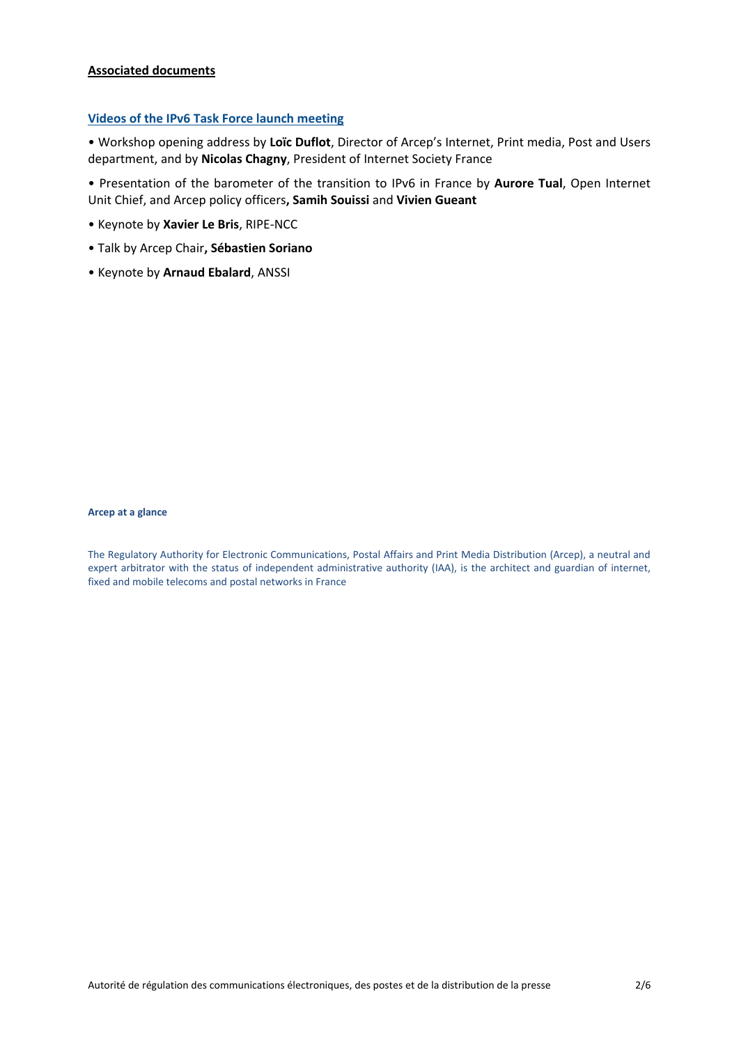**Associated documents**

**Videos of the IPv6 Task Force launch meeting**

- Workshop opening address by **Loïc Duflot**, Director of Arcep's Internet, Print media, Post and Users department, and by **Nicolas Chagny**, President of Internet Society France
- Presentation of the barometer of the transition to IPv6 in France by **Aurore Tual**, Open Internet Unit Chief, and Arcep policy officers**, Samih Souissi** and **Vivien Gueant**
- Keynote by **Xavier Le Bris**, RIPE-NCC
- Talk by Arcep Chair**, Sébastien Soriano**
- Keynote by **Arnaud Ebalard**, ANSSI

**Arcep at a glance**

The Regulatory Authority for Electronic Communications, Postal Affairs and Print Media Distribution (Arcep), a neutral and expert arbitrator with the status of independent administrative authority (IAA), is the architect and guardian of internet, fixed and mobile telecoms and postal networks in France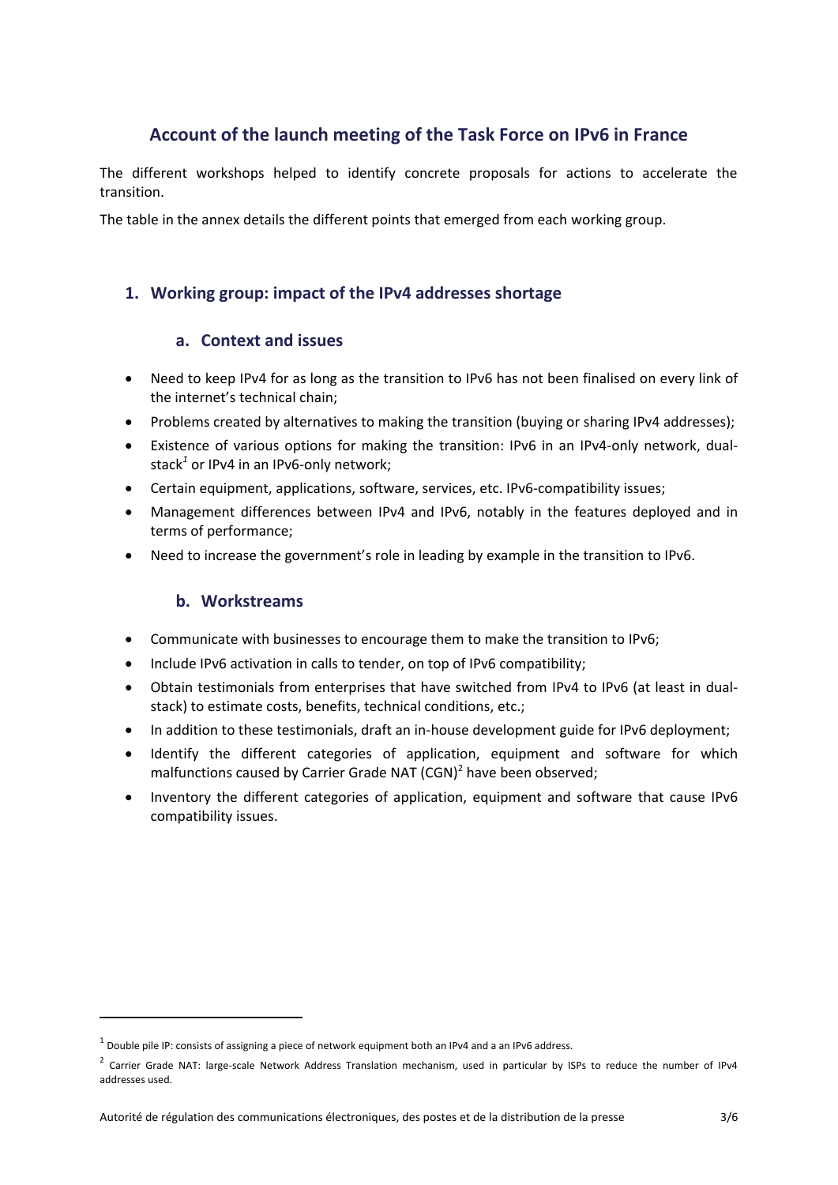## Account of the launch meeting of the Task Force on IPv6 in France

The different workshops helped to identify concrete proposals for actions to accelerate the transition.

The table in the annex details the different points that emerged from each working group.

### 1. Working group: impact of the IPv4 addresses shortage

#### a. Context and issues

- Need to keep IPv4 for as long as the transition to IPv6 has not been finalised on every link of the internet's technical chain;
- Problems created by alternatives to making the transition (buying or sharing IPv4 addresses);
- Existence of various options for making the transition: IPv6 in an IPv4-only network, dual-stack[1] or IPv4 in an IPv6-only network;
- Certain equipment, applications, software, services, etc. IPv6-compatibility issues;
- Management differences between IPv4 and IPv6, notably in the features deployed and in terms of performance;
- Need to increase the government's role in leading by example in the transition to IPv6.

#### b. Workstreams

- Communicate with businesses to encourage them to make the transition to IPv6;
- Include IPv6 activation in calls to tender, on top of IPv6 compatibility;
- Obtain testimonials from enterprises that have switched from IPv4 to IPv6 (at least in dual-stack) to estimate costs, benefits, technical conditions, etc.;
- In addition to these testimonials, draft an in-house development guide for IPv6 deployment;
- Identify the different categories of application, equipment and software for which malfunctions caused by Carrier Grade NAT (CGN)[2] have been observed;
- Inventory the different categories of application, equipment and software that cause IPv6 compatibility issues.

---

[1] Double pile IP: consists of assigning a piece of network equipment both an IPv4 and a an IPv6 address.

[2] Carrier Grade NAT: large-scale Network Address Translation mechanism, used in particular by ISPs to reduce the number of IPv4 addresses used.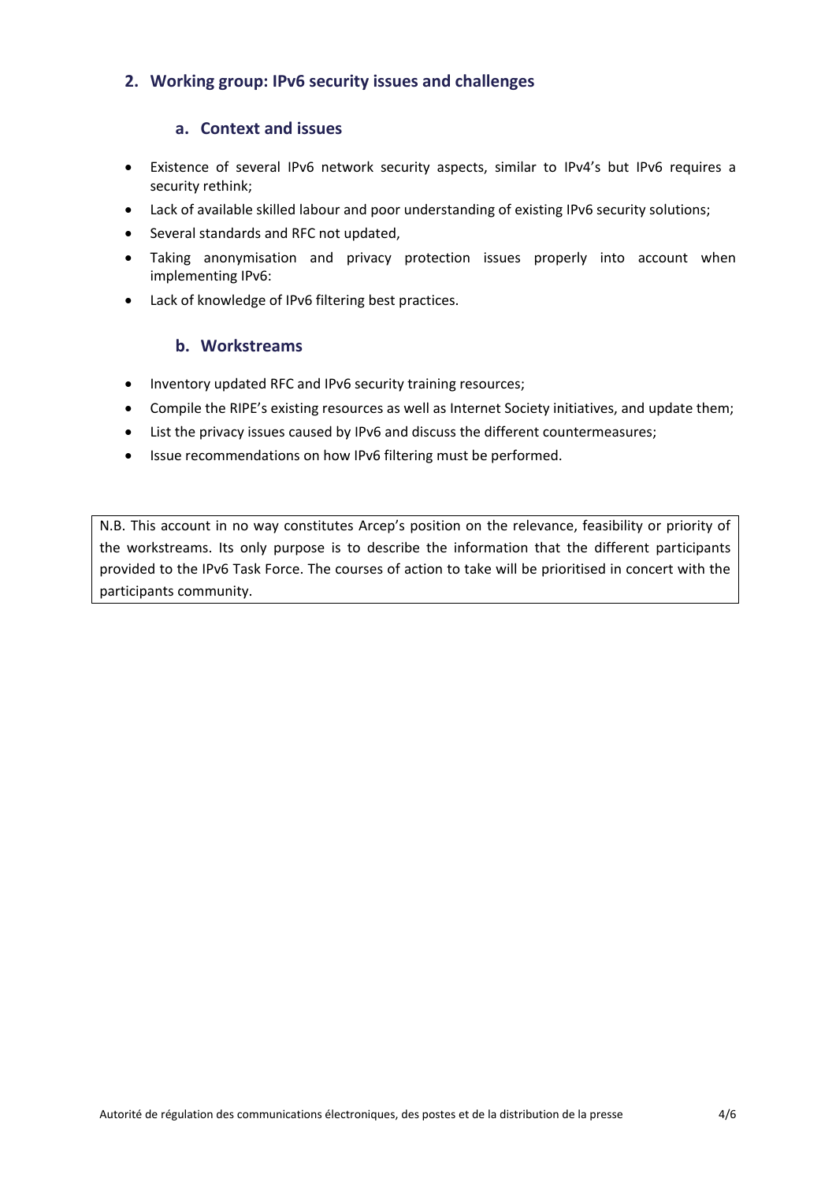## 2. Working group: IPv6 security issues and challenges

### a. Context and issues

- Existence of several IPv6 network security aspects, similar to IPv4's but IPv6 requires a security rethink;
- Lack of available skilled labour and poor understanding of existing IPv6 security solutions;
- Several standards and RFC not updated,
- Taking anonymisation and privacy protection issues properly into account when implementing IPv6:
- Lack of knowledge of IPv6 filtering best practices.

### b. Workstreams

- Inventory updated RFC and IPv6 security training resources;
- Compile the RIPE's existing resources as well as Internet Society initiatives, and update them;
- List the privacy issues caused by IPv6 and discuss the different countermeasures;
- Issue recommendations on how IPv6 filtering must be performed.

N.B. This account in no way constitutes Arcep's position on the relevance, feasibility or priority of the workstreams. Its only purpose is to describe the information that the different participants provided to the IPv6 Task Force. The courses of action to take will be prioritised in concert with the participants community.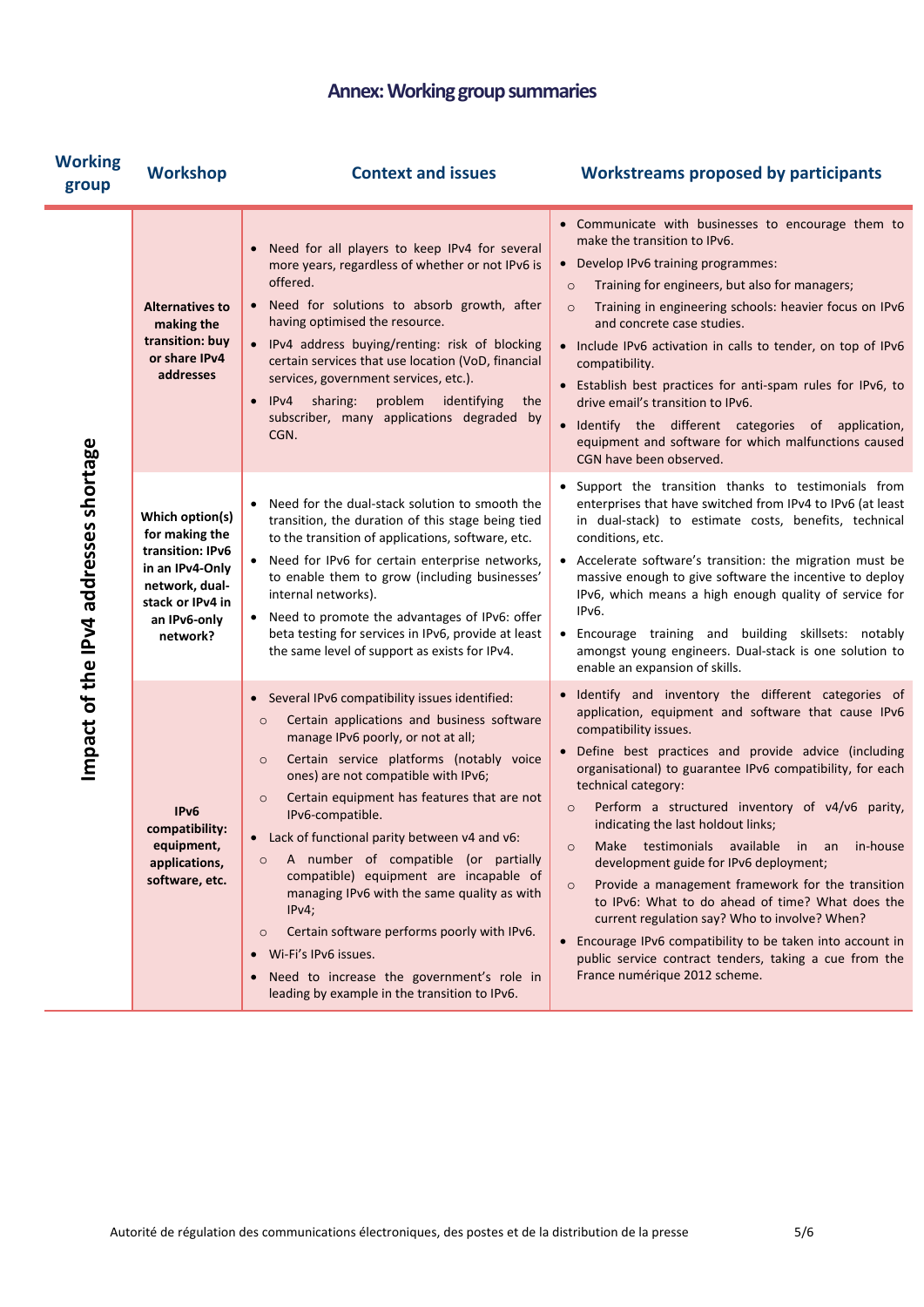# Annex: Working group summaries

| Working group | Workshop | Context and issues | Workstreams proposed by participants |
|---|---|---|---|
| Impact of the IPv4 addresses shortage | **Alternatives to making the transition: buy or share IPv4 addresses** | • Need for all players to keep IPv4 for several more years, regardless of whether or not IPv6 is offered.<br>• Need for solutions to absorb growth, after having optimised the resource.<br>• IPv4 address buying/renting: risk of blocking certain services that use location (VoD, financial services, government services, etc.).<br>• IPv4 sharing: problem identifying the subscriber, many applications degraded by CGN. | • Communicate with businesses to encourage them to make the transition to IPv6.<br>• Develop IPv6 training programmes:<br>○ Training for engineers, but also for managers;<br>○ Training in engineering schools: heavier focus on IPv6 and concrete case studies.<br>• Include IPv6 activation in calls to tender, on top of IPv6 compatibility.<br>• Establish best practices for anti-spam rules for IPv6, to drive email's transition to IPv6.<br>• Identify the different categories of application, equipment and software for which malfunctions caused CGN have been observed. |
| | **Which option(s) for making the transition: IPv6 in an IPv4-Only network, dual-stack or IPv4 in an IPv6-only network?** | • Need for the dual-stack solution to smooth the transition, the duration of this stage being tied to the transition of applications, software, etc.<br>• Need for IPv6 for certain enterprise networks, to enable them to grow (including businesses' internal networks).<br>• Need to promote the advantages of IPv6: offer beta testing for services in IPv6, provide at least the same level of support as exists for IPv4. | • Support the transition thanks to testimonials from enterprises that have switched from IPv4 to IPv6 (at least in dual-stack) to estimate costs, benefits, technical conditions, etc.<br>• Accelerate software's transition: the migration must be massive enough to give software the incentive to deploy IPv6, which means a high enough quality of service for IPv6.<br>• Encourage training and building skillsets: notably amongst young engineers. Dual-stack is one solution to enable an expansion of skills. |
| | **IPv6 compatibility: equipment, applications, software, etc.** | • Several IPv6 compatibility issues identified:<br>○ Certain applications and business software manage IPv6 poorly, or not at all;<br>○ Certain service platforms (notably voice ones) are not compatible with IPv6;<br>○ Certain equipment has features that are not IPv6-compatible.<br>• Lack of functional parity between v4 and v6:<br>○ A number of compatible (or partially compatible) equipment are incapable of managing IPv6 with the same quality as with IPv4;<br>○ Certain software performs poorly with IPv6.<br>• Wi-Fi's IPv6 issues.<br>• Need to increase the government's role in leading by example in the transition to IPv6. | • Identify and inventory the different categories of application, equipment and software that cause IPv6 compatibility issues.<br>• Define best practices and provide advice (including organisational) to guarantee IPv6 compatibility, for each technical category:<br>○ Perform a structured inventory of v4/v6 parity, indicating the last holdout links;<br>○ Make testimonials available in an in-house development guide for IPv6 deployment;<br>○ Provide a management framework for the transition to IPv6: What to do ahead of time? What does the current regulation say? Who to involve? When?<br>• Encourage IPv6 compatibility to be taken into account in public service contract tenders, taking a cue from the France numérique 2012 scheme. |

Autorité de régulation des communications électroniques, des postes et de la distribution de la presse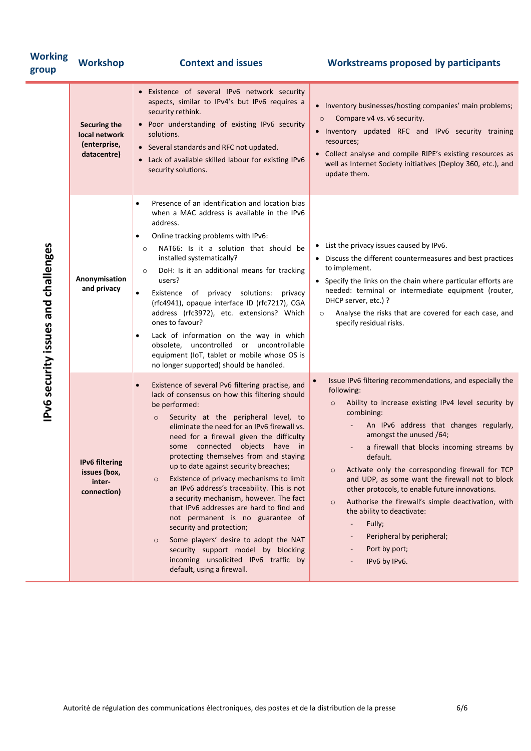| Working group | Workshop | Context and issues | Workstreams proposed by participants |
|---|---|---|---|
| IPv6 security issues and challenges | **Securing the local network (enterprise, datacentre)** | • Existence of several IPv6 network security aspects, similar to IPv4's but IPv6 requires a security rethink.<br>• Poor understanding of existing IPv6 security solutions.<br>• Several standards and RFC not updated.<br>• Lack of available skilled labour for existing IPv6 security solutions. | • Inventory businesses/hosting companies' main problems;<br>&nbsp;&nbsp;○ Compare v4 vs. v6 security.<br>• Inventory updated RFC and IPv6 security training resources;<br>• Collect analyse and compile RIPE's existing resources as well as Internet Society initiatives (Deploy 360, etc.), and update them. |
| | **Anonymisation and privacy** | • Presence of an identification and location bias when a MAC address is available in the IPv6 address.<br>• Online tracking problems with IPv6:<br>&nbsp;&nbsp;○ NAT66: Is it a solution that should be installed systematically?<br>&nbsp;&nbsp;○ DoH: Is it an additional means for tracking users?<br>• Existence of privacy solutions: privacy (rfc4941), opaque interface ID (rfc7217), CGA address (rfc3972), etc. extensions? Which ones to favour?<br>• Lack of information on the way in which obsolete, uncontrolled or uncontrollable equipment (IoT, tablet or mobile whose OS is no longer supported) should be handled. | • List the privacy issues caused by IPv6.<br>• Discuss the different countermeasures and best practices to implement.<br>• Specify the links on the chain where particular efforts are needed: terminal or intermediate equipment (router, DHCP server, etc.) ?<br>&nbsp;&nbsp;○ Analyse the risks that are covered for each case, and specify residual risks. |
| | **IPv6 filtering issues (box, inter-connection)** | • Existence of several Pv6 filtering practise, and lack of consensus on how this filtering should be performed:<br>&nbsp;&nbsp;○ Security at the peripheral level, to eliminate the need for an IPv6 firewall vs. need for a firewall given the difficulty some connected objects have in protecting themselves from and staying up to date against security breaches;<br>&nbsp;&nbsp;○ Existence of privacy mechanisms to limit an IPv6 address's traceability. This is not a security mechanism, however. The fact that IPv6 addresses are hard to find and not permanent is no guarantee of security and protection;<br>&nbsp;&nbsp;○ Some players' desire to adopt the NAT security support model by blocking incoming unsolicited IPv6 traffic by default, using a firewall. | • Issue IPv6 filtering recommendations, and especially the following:<br>&nbsp;&nbsp;○ Ability to increase existing IPv4 level security by combining:<br>&nbsp;&nbsp;&nbsp;&nbsp;- An IPv6 address that changes regularly, amongst the unused /64;<br>&nbsp;&nbsp;&nbsp;&nbsp;- a firewall that blocks incoming streams by default.<br>&nbsp;&nbsp;○ Activate only the corresponding firewall for TCP and UDP, as some want the firewall not to block other protocols, to enable future innovations.<br>&nbsp;&nbsp;○ Authorise the firewall's simple deactivation, with the ability to deactivate:<br>&nbsp;&nbsp;&nbsp;&nbsp;- Fully;<br>&nbsp;&nbsp;&nbsp;&nbsp;- Peripheral by peripheral;<br>&nbsp;&nbsp;&nbsp;&nbsp;- Port by port;<br>&nbsp;&nbsp;&nbsp;&nbsp;- IPv6 by IPv6. |

Autorité de régulation des communications électroniques, des postes et de la distribution de la presse